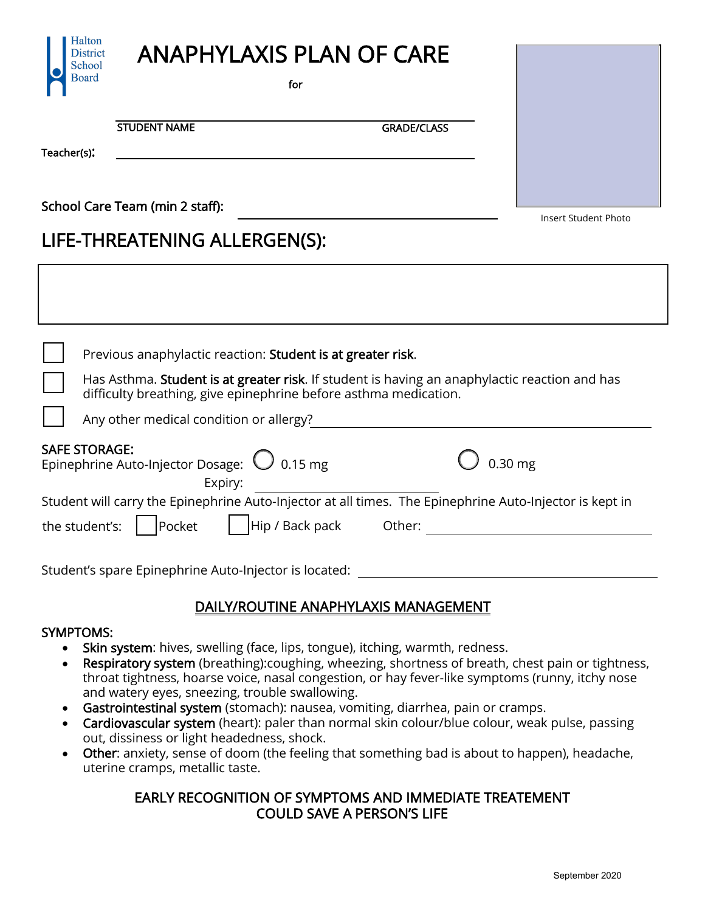Halton District School Board

# ANAPHYLAXIS PLAN OF CARE

for

STUDENT NAME _______________ GRADE/CLASS _______________

Teacher(s): _______________

School Care Team (min 2 staff): _______________

Insert Student Photo

## LIFE-THREATENING ALLERGEN(S):

☐ Previous anaphylactic reaction: **Student is at greater risk**.

☐ Has Asthma. **Student is at greater risk**. If student is having an anaphylactic reaction and has difficulty breathing, give epinephrine before asthma medication.

☐ Any other medical condition or allergy? _______________

SAFE STORAGE:
Epinephrine Auto-Injector Dosage: ○ 0.15 mg ○ 0.30 mg

Expiry: _______________

Student will carry the Epinephrine Auto-Injector at all times. The Epinephrine Auto-Injector is kept in the student's: ☐ Pocket ☐ Hip / Back pack Other: _______________

Student's spare Epinephrine Auto-Injector is located: _______________

## DAILY/ROUTINE ANAPHYLAXIS MANAGEMENT

SYMPTOMS:

- **Skin system**: hives, swelling (face, lips, tongue), itching, warmth, redness.
- **Respiratory system** (breathing):coughing, wheezing, shortness of breath, chest pain or tightness, throat tightness, hoarse voice, nasal congestion, or hay fever-like symptoms (runny, itchy nose and watery eyes, sneezing, trouble swallowing.
- **Gastrointestinal system** (stomach): nausea, vomiting, diarrhea, pain or cramps.
- **Cardiovascular system** (heart): paler than normal skin colour/blue colour, weak pulse, passing out, dissiness or light headedness, shock.
- **Other**: anxiety, sense of doom (the feeling that something bad is about to happen), headache, uterine cramps, metallic taste.

EARLY RECOGNITION OF SYMPTOMS AND IMMEDIATE TREATEMENT COULD SAVE A PERSON'S LIFE

September 2020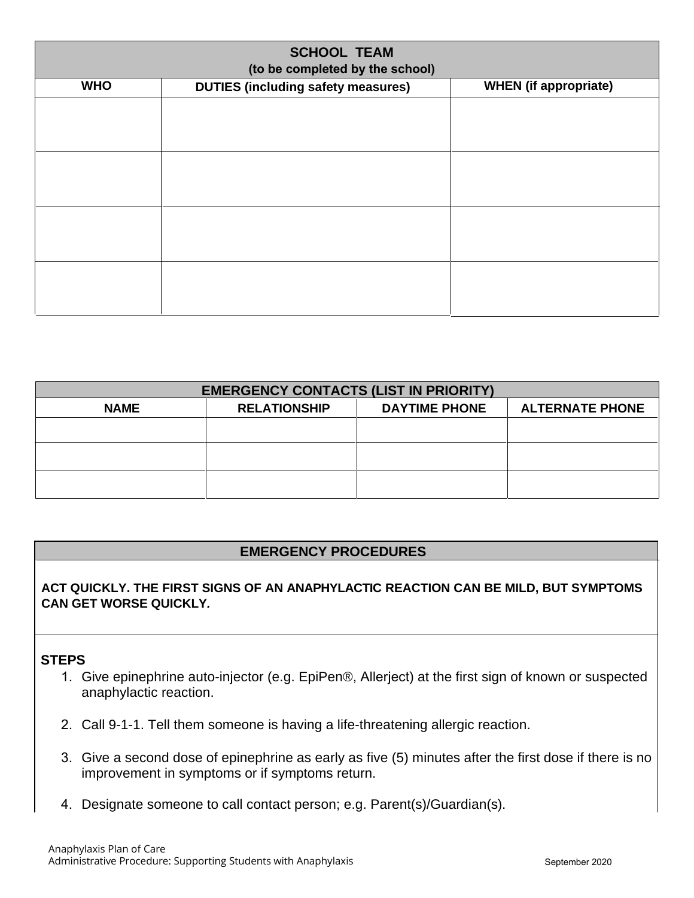| SCHOOL TEAM (to be completed by the school) | | |
|---|---|---|
| **WHO** | **DUTIES (including safety measures)** | **WHEN (if appropriate)** |
| | | |
| | | |
| | | |
| | | |

| EMERGENCY CONTACTS (LIST IN PRIORITY) | | | |
|---|---|---|---|
| **NAME** | **RELATIONSHIP** | **DAYTIME PHONE** | **ALTERNATE PHONE** |
| | | | |
| | | | |
| | | | |

## EMERGENCY PROCEDURES

**ACT QUICKLY. THE FIRST SIGNS OF AN ANAPHYLACTIC REACTION CAN BE MILD, BUT SYMPTOMS CAN GET WORSE QUICKLY.**

**STEPS**

1. Give epinephrine auto-injector (e.g. EpiPen®, Allerject) at the first sign of known or suspected anaphylactic reaction.

2. Call 9-1-1. Tell them someone is having a life-threatening allergic reaction.

3. Give a second dose of epinephrine as early as five (5) minutes after the first dose if there is no improvement in symptoms or if symptoms return.

4. Designate someone to call contact person; e.g. Parent(s)/Guardian(s).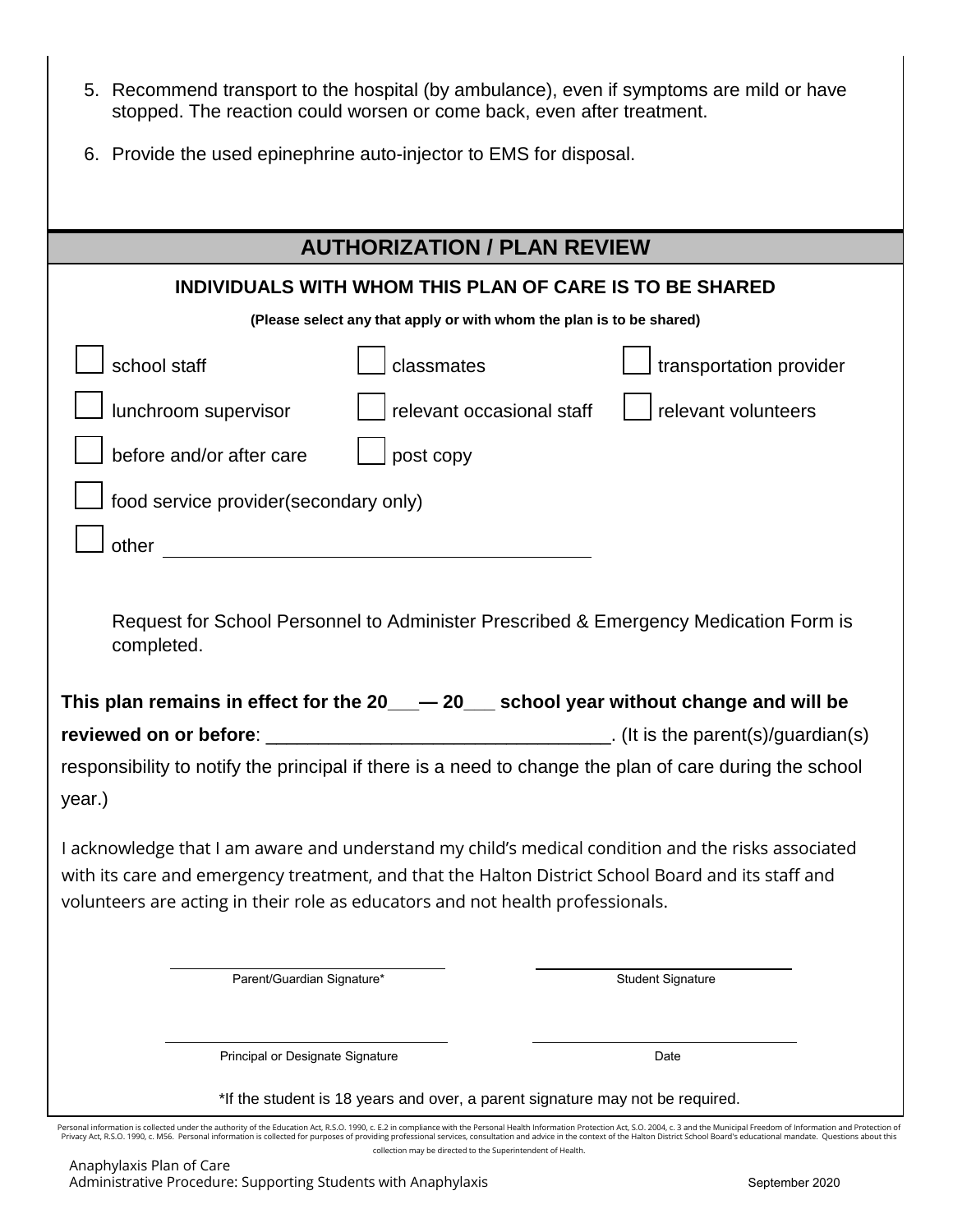5. Recommend transport to the hospital (by ambulance), even if symptoms are mild or have stopped. The reaction could worsen or come back, even after treatment.

6. Provide the used epinephrine auto-injector to EMS for disposal.

## AUTHORIZATION / PLAN REVIEW

### INDIVIDUALS WITH WHOM THIS PLAN OF CARE IS TO BE SHARED

**(Please select any that apply or with whom the plan is to be shared)**

- ☐ school staff
- ☐ classmates
- ☐ transportation provider
- ☐ lunchroom supervisor
- ☐ relevant occasional staff
- ☐ relevant volunteers
- ☐ before and/or after care
- ☐ post copy
- ☐ food service provider(secondary only)
- ☐ other ____________________________________________

Request for School Personnel to Administer Prescribed & Emergency Medication Form is completed.

**This plan remains in effect for the 20___— 20___ school year without change and will be reviewed on or before**: _________________________________. (It is the parent(s)/guardian(s) responsibility to notify the principal if there is a need to change the plan of care during the school year.)

I acknowledge that I am aware and understand my child's medical condition and the risks associated with its care and emergency treatment, and that the Halton District School Board and its staff and volunteers are acting in their role as educators and not health professionals.

______________________________ Parent/Guardian Signature*

______________________________ Student Signature

______________________________ Principal or Designate Signature

______________________________ Date

*If the student is 18 years and over, a parent signature may not be required.

Personal information is collected under the authority of the Education Act, R.S.O. 1990, c. E.2 in compliance with the Personal Health Information Protection Act, S.O. 2004, c. 3 and the Municipal Freedom of Information and Protection of Privacy Act, R.S.O. 1990, c. M56. Personal information is collected for purposes of providing professional services, consultation and advice in the context of the Halton District School Board's educational mandate. Questions about this collection may be directed to the Superintendent of Health.

Anaphylaxis Plan of Care
Administrative Procedure: Supporting Students with Anaphylaxis
September 2020